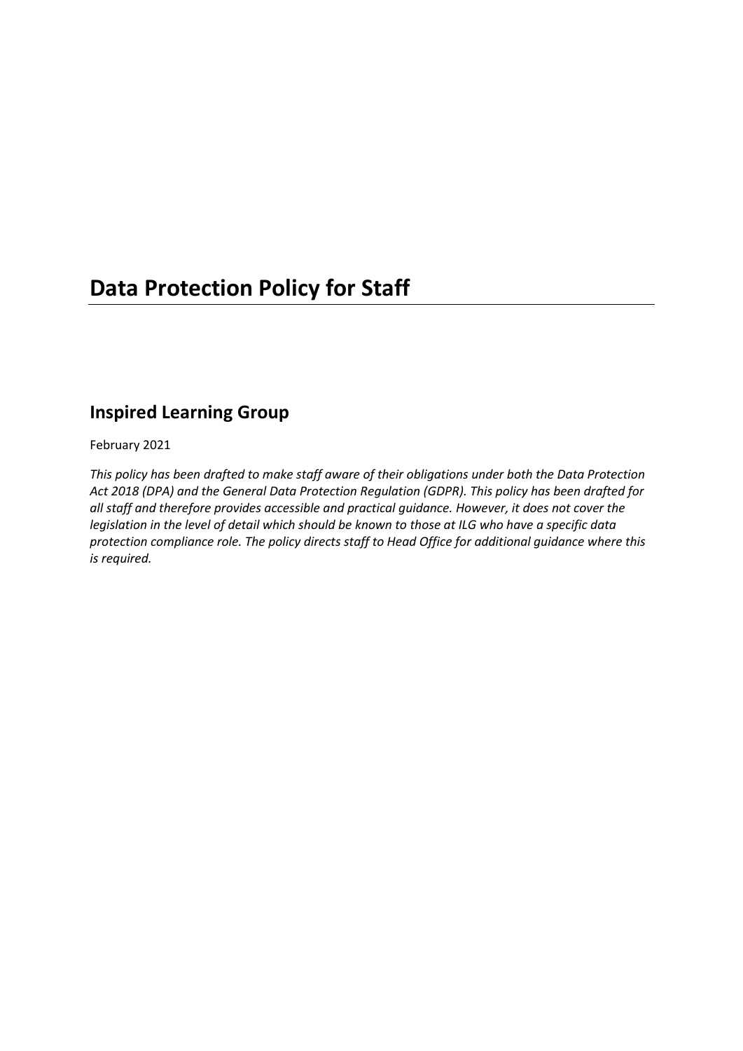# Data Protection Policy for Staff

## Inspired Learning Group

February 2021

*This policy has been drafted to make staff aware of their obligations under both the Data Protection Act 2018 (DPA) and the General Data Protection Regulation (GDPR). This policy has been drafted for all staff and therefore provides accessible and practical guidance. However, it does not cover the legislation in the level of detail which should be known to those at ILG who have a specific data protection compliance role. The policy directs staff to Head Office for additional guidance where this is required.*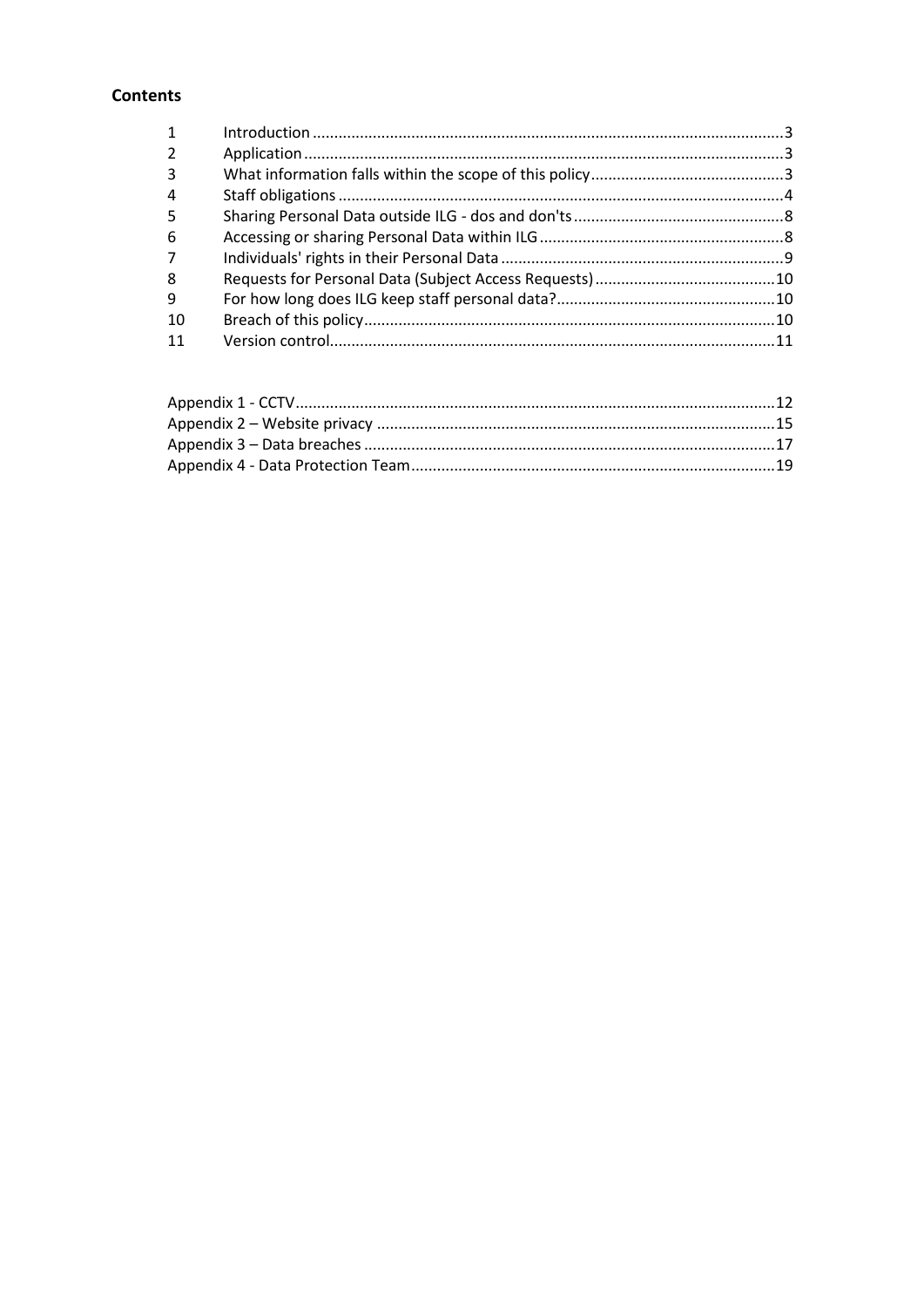## Contents

| | | |
|---|---|---|
| 1 | Introduction | 3 |
| 2 | Application | 3 |
| 3 | What information falls within the scope of this policy | 3 |
| 4 | Staff obligations | 4 |
| 5 | Sharing Personal Data outside ILG - dos and don'ts | 8 |
| 6 | Accessing or sharing Personal Data within ILG | 8 |
| 7 | Individuals' rights in their Personal Data | 9 |
| 8 | Requests for Personal Data (Subject Access Requests) | 10 |
| 9 | For how long does ILG keep staff personal data? | 10 |
| 10 | Breach of this policy | 10 |
| 11 | Version control | 11 |

| | |
|---|---|
| Appendix 1 - CCTV | 12 |
| Appendix 2 – Website privacy | 15 |
| Appendix 3 – Data breaches | 17 |
| Appendix 4 - Data Protection Team | 19 |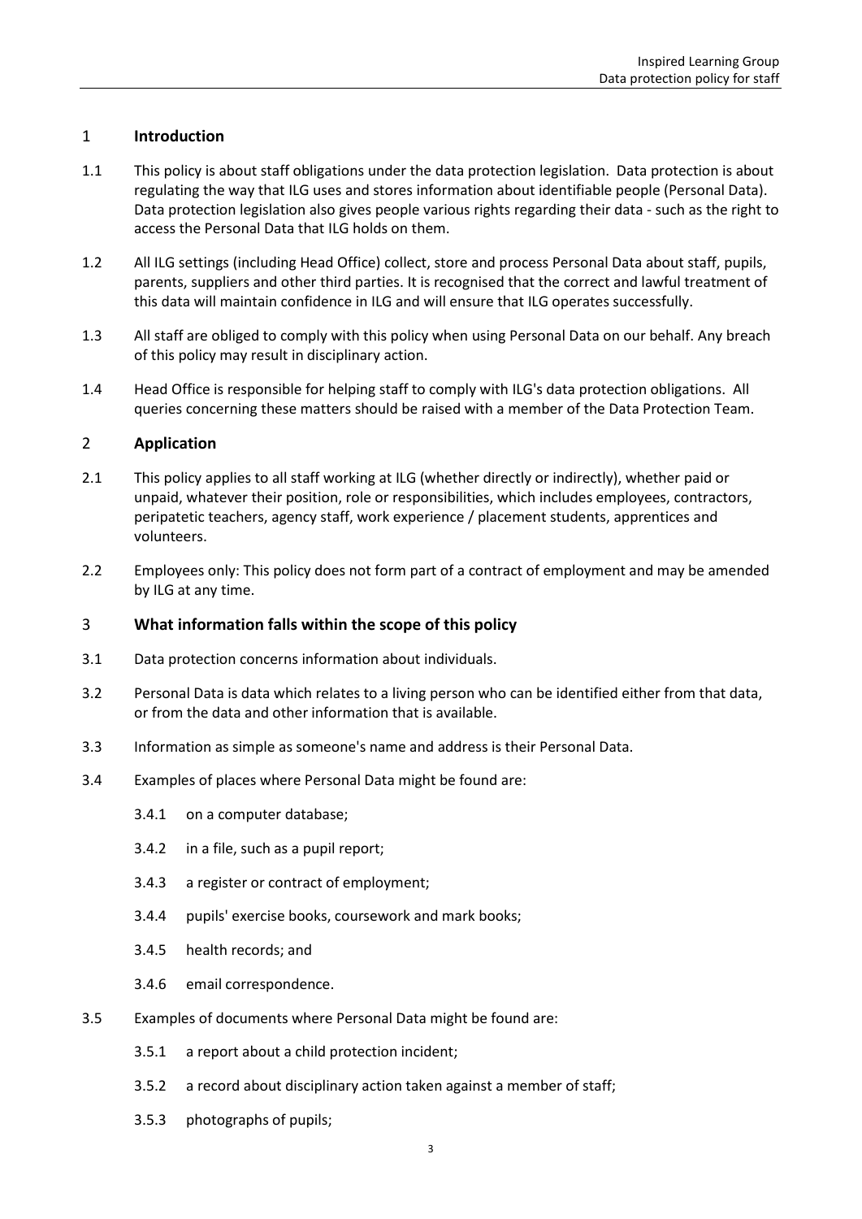## 1 Introduction

1.1 This policy is about staff obligations under the data protection legislation. Data protection is about regulating the way that ILG uses and stores information about identifiable people (Personal Data). Data protection legislation also gives people various rights regarding their data - such as the right to access the Personal Data that ILG holds on them.

1.2 All ILG settings (including Head Office) collect, store and process Personal Data about staff, pupils, parents, suppliers and other third parties. It is recognised that the correct and lawful treatment of this data will maintain confidence in ILG and will ensure that ILG operates successfully.

1.3 All staff are obliged to comply with this policy when using Personal Data on our behalf. Any breach of this policy may result in disciplinary action.

1.4 Head Office is responsible for helping staff to comply with ILG's data protection obligations. All queries concerning these matters should be raised with a member of the Data Protection Team.

## 2 Application

2.1 This policy applies to all staff working at ILG (whether directly or indirectly), whether paid or unpaid, whatever their position, role or responsibilities, which includes employees, contractors, peripatetic teachers, agency staff, work experience / placement students, apprentices and volunteers.

2.2 Employees only: This policy does not form part of a contract of employment and may be amended by ILG at any time.

## 3 What information falls within the scope of this policy

3.1 Data protection concerns information about individuals.

3.2 Personal Data is data which relates to a living person who can be identified either from that data, or from the data and other information that is available.

3.3 Information as simple as someone's name and address is their Personal Data.

3.4 Examples of places where Personal Data might be found are:

- 3.4.1 on a computer database;
- 3.4.2 in a file, such as a pupil report;
- 3.4.3 a register or contract of employment;
- 3.4.4 pupils' exercise books, coursework and mark books;
- 3.4.5 health records; and
- 3.4.6 email correspondence.

3.5 Examples of documents where Personal Data might be found are:

- 3.5.1 a report about a child protection incident;
- 3.5.2 a record about disciplinary action taken against a member of staff;
- 3.5.3 photographs of pupils;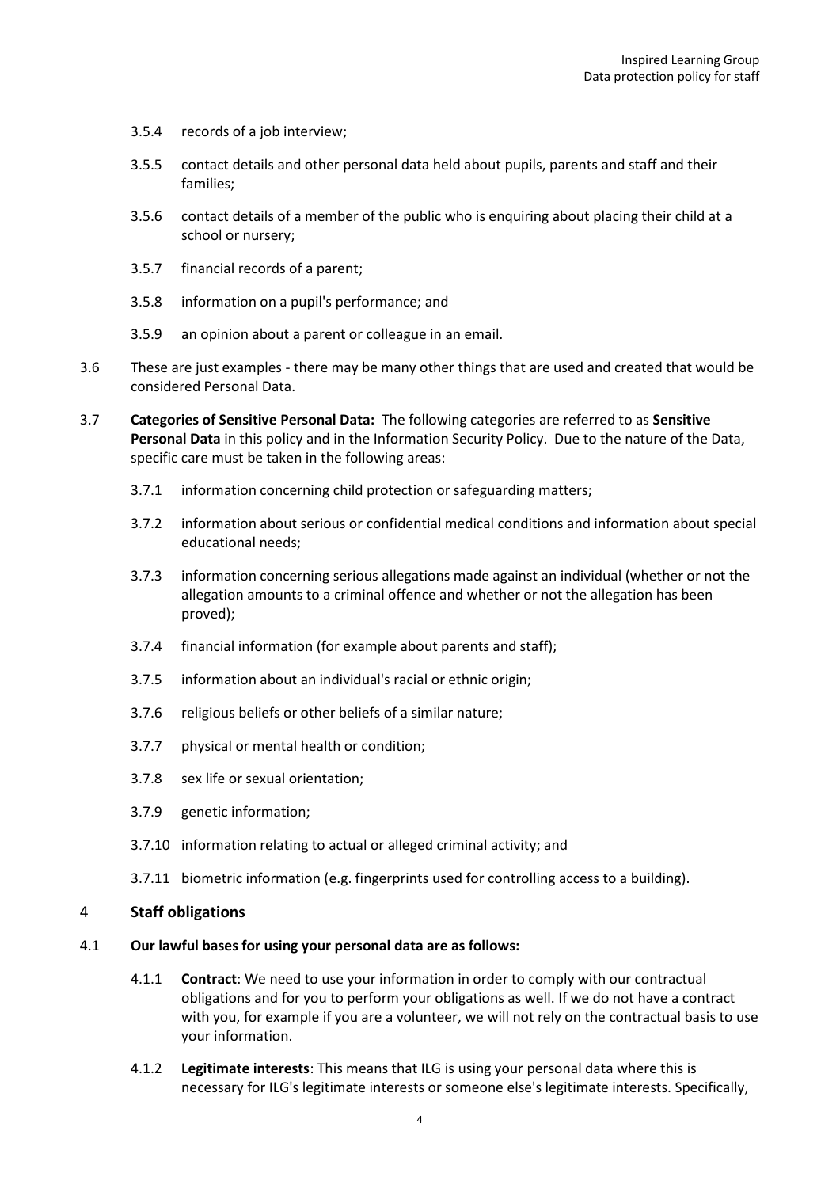3.5.4 records of a job interview;

3.5.5 contact details and other personal data held about pupils, parents and staff and their families;

3.5.6 contact details of a member of the public who is enquiring about placing their child at a school or nursery;

3.5.7 financial records of a parent;

3.5.8 information on a pupil's performance; and

3.5.9 an opinion about a parent or colleague in an email.

3.6 These are just examples - there may be many other things that are used and created that would be considered Personal Data.

3.7 **Categories of Sensitive Personal Data:** The following categories are referred to as **Sensitive Personal Data** in this policy and in the Information Security Policy. Due to the nature of the Data, specific care must be taken in the following areas:

3.7.1 information concerning child protection or safeguarding matters;

3.7.2 information about serious or confidential medical conditions and information about special educational needs;

3.7.3 information concerning serious allegations made against an individual (whether or not the allegation amounts to a criminal offence and whether or not the allegation has been proved);

3.7.4 financial information (for example about parents and staff);

3.7.5 information about an individual's racial or ethnic origin;

3.7.6 religious beliefs or other beliefs of a similar nature;

3.7.7 physical or mental health or condition;

3.7.8 sex life or sexual orientation;

3.7.9 genetic information;

3.7.10 information relating to actual or alleged criminal activity; and

3.7.11 biometric information (e.g. fingerprints used for controlling access to a building).

## 4 Staff obligations

4.1 **Our lawful bases for using your personal data are as follows:**

4.1.1 **Contract**: We need to use your information in order to comply with our contractual obligations and for you to perform your obligations as well. If we do not have a contract with you, for example if you are a volunteer, we will not rely on the contractual basis to use your information.

4.1.2 **Legitimate interests**: This means that ILG is using your personal data where this is necessary for ILG's legitimate interests or someone else's legitimate interests. Specifically,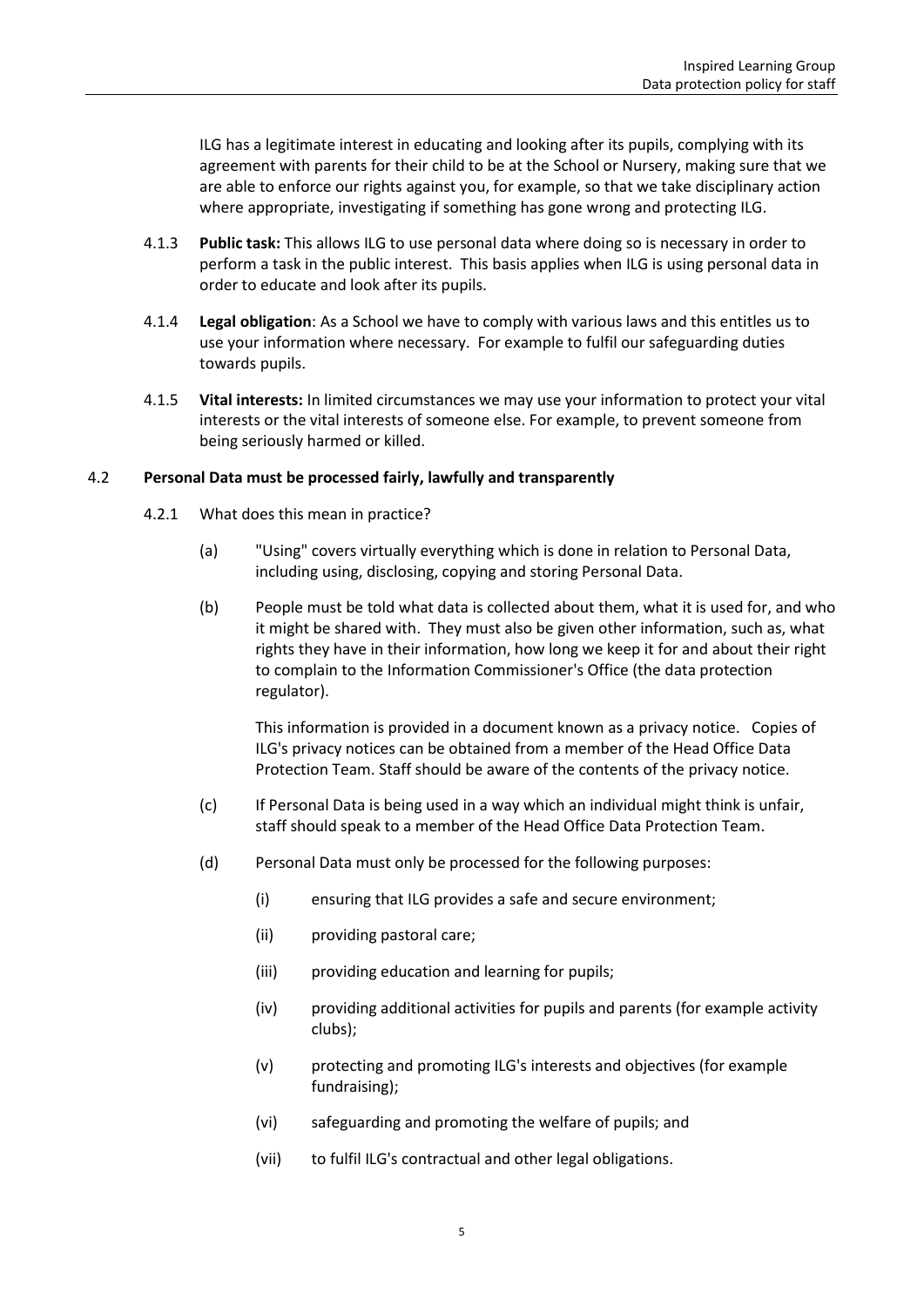ILG has a legitimate interest in educating and looking after its pupils, complying with its agreement with parents for their child to be at the School or Nursery, making sure that we are able to enforce our rights against you, for example, so that we take disciplinary action where appropriate, investigating if something has gone wrong and protecting ILG.

4.1.3 **Public task:** This allows ILG to use personal data where doing so is necessary in order to perform a task in the public interest. This basis applies when ILG is using personal data in order to educate and look after its pupils.

4.1.4 **Legal obligation**: As a School we have to comply with various laws and this entitles us to use your information where necessary. For example to fulfil our safeguarding duties towards pupils.

4.1.5 **Vital interests:** In limited circumstances we may use your information to protect your vital interests or the vital interests of someone else. For example, to prevent someone from being seriously harmed or killed.

### 4.2 Personal Data must be processed fairly, lawfully and transparently

4.2.1 What does this mean in practice?

(a) "Using" covers virtually everything which is done in relation to Personal Data, including using, disclosing, copying and storing Personal Data.

(b) People must be told what data is collected about them, what it is used for, and who it might be shared with. They must also be given other information, such as, what rights they have in their information, how long we keep it for and about their right to complain to the Information Commissioner's Office (the data protection regulator).

This information is provided in a document known as a privacy notice. Copies of ILG's privacy notices can be obtained from a member of the Head Office Data Protection Team. Staff should be aware of the contents of the privacy notice.

(c) If Personal Data is being used in a way which an individual might think is unfair, staff should speak to a member of the Head Office Data Protection Team.

(d) Personal Data must only be processed for the following purposes:

(i) ensuring that ILG provides a safe and secure environment;

(ii) providing pastoral care;

(iii) providing education and learning for pupils;

(iv) providing additional activities for pupils and parents (for example activity clubs);

(v) protecting and promoting ILG's interests and objectives (for example fundraising);

(vi) safeguarding and promoting the welfare of pupils; and

(vii) to fulfil ILG's contractual and other legal obligations.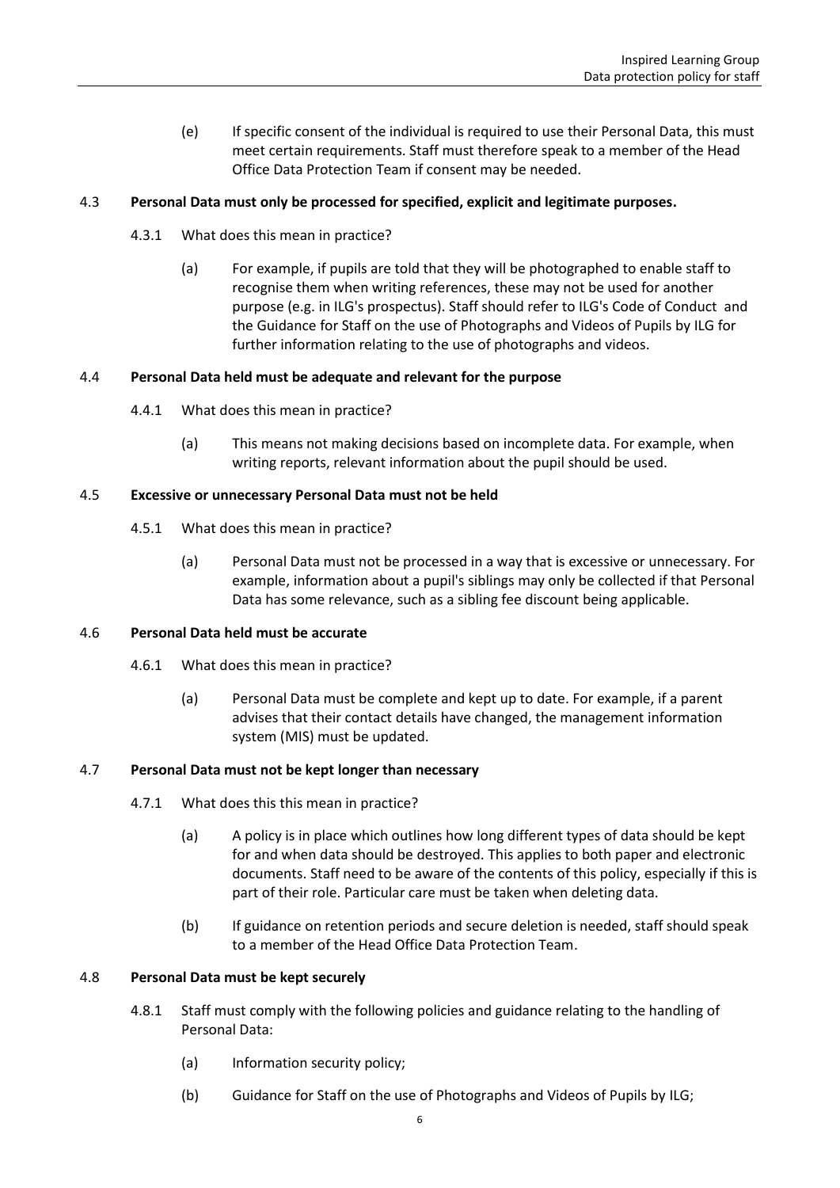(e) If specific consent of the individual is required to use their Personal Data, this must meet certain requirements. Staff must therefore speak to a member of the Head Office Data Protection Team if consent may be needed.

4.3 **Personal Data must only be processed for specified, explicit and legitimate purposes.**

4.3.1 What does this mean in practice?

(a) For example, if pupils are told that they will be photographed to enable staff to recognise them when writing references, these may not be used for another purpose (e.g. in ILG's prospectus). Staff should refer to ILG's Code of Conduct and the Guidance for Staff on the use of Photographs and Videos of Pupils by ILG for further information relating to the use of photographs and videos.

4.4 **Personal Data held must be adequate and relevant for the purpose**

4.4.1 What does this mean in practice?

(a) This means not making decisions based on incomplete data. For example, when writing reports, relevant information about the pupil should be used.

4.5 **Excessive or unnecessary Personal Data must not be held**

4.5.1 What does this mean in practice?

(a) Personal Data must not be processed in a way that is excessive or unnecessary. For example, information about a pupil's siblings may only be collected if that Personal Data has some relevance, such as a sibling fee discount being applicable.

4.6 **Personal Data held must be accurate**

4.6.1 What does this mean in practice?

(a) Personal Data must be complete and kept up to date. For example, if a parent advises that their contact details have changed, the management information system (MIS) must be updated.

4.7 **Personal Data must not be kept longer than necessary**

4.7.1 What does this this mean in practice?

(a) A policy is in place which outlines how long different types of data should be kept for and when data should be destroyed. This applies to both paper and electronic documents. Staff need to be aware of the contents of this policy, especially if this is part of their role. Particular care must be taken when deleting data.

(b) If guidance on retention periods and secure deletion is needed, staff should speak to a member of the Head Office Data Protection Team.

4.8 **Personal Data must be kept securely**

4.8.1 Staff must comply with the following policies and guidance relating to the handling of Personal Data:

(a) Information security policy;

(b) Guidance for Staff on the use of Photographs and Videos of Pupils by ILG;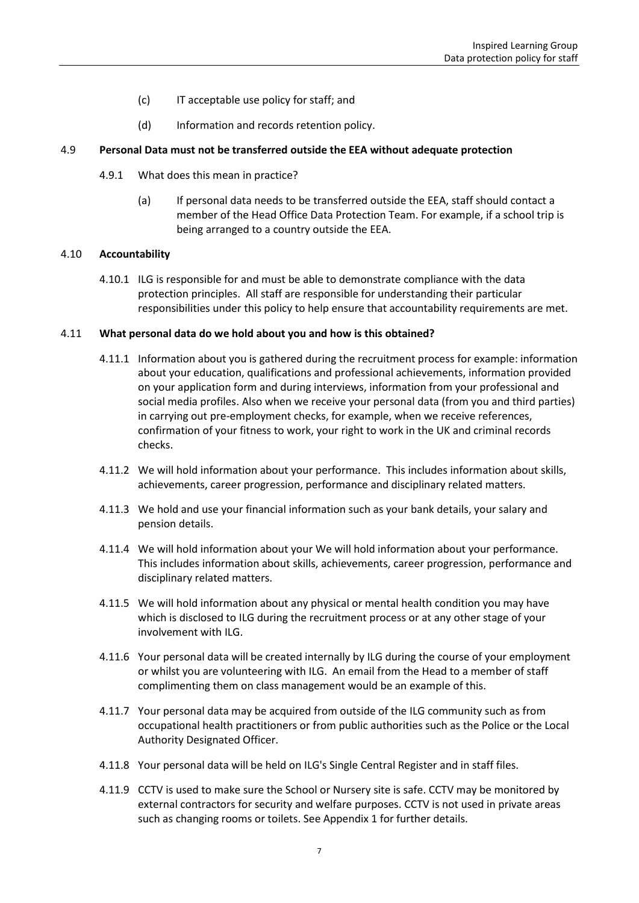(c) IT acceptable use policy for staff; and

(d) Information and records retention policy.

### 4.9 Personal Data must not be transferred outside the EEA without adequate protection

4.9.1 What does this mean in practice?

(a) If personal data needs to be transferred outside the EEA, staff should contact a member of the Head Office Data Protection Team. For example, if a school trip is being arranged to a country outside the EEA.

### 4.10 Accountability

4.10.1 ILG is responsible for and must be able to demonstrate compliance with the data protection principles. All staff are responsible for understanding their particular responsibilities under this policy to help ensure that accountability requirements are met.

### 4.11 What personal data do we hold about you and how is this obtained?

4.11.1 Information about you is gathered during the recruitment process for example: information about your education, qualifications and professional achievements, information provided on your application form and during interviews, information from your professional and social media profiles. Also when we receive your personal data (from you and third parties) in carrying out pre-employment checks, for example, when we receive references, confirmation of your fitness to work, your right to work in the UK and criminal records checks.

4.11.2 We will hold information about your performance. This includes information about skills, achievements, career progression, performance and disciplinary related matters.

4.11.3 We hold and use your financial information such as your bank details, your salary and pension details.

4.11.4 We will hold information about your We will hold information about your performance. This includes information about skills, achievements, career progression, performance and disciplinary related matters.

4.11.5 We will hold information about any physical or mental health condition you may have which is disclosed to ILG during the recruitment process or at any other stage of your involvement with ILG.

4.11.6 Your personal data will be created internally by ILG during the course of your employment or whilst you are volunteering with ILG. An email from the Head to a member of staff complimenting them on class management would be an example of this.

4.11.7 Your personal data may be acquired from outside of the ILG community such as from occupational health practitioners or from public authorities such as the Police or the Local Authority Designated Officer.

4.11.8 Your personal data will be held on ILG's Single Central Register and in staff files.

4.11.9 CCTV is used to make sure the School or Nursery site is safe. CCTV may be monitored by external contractors for security and welfare purposes. CCTV is not used in private areas such as changing rooms or toilets. See Appendix 1 for further details.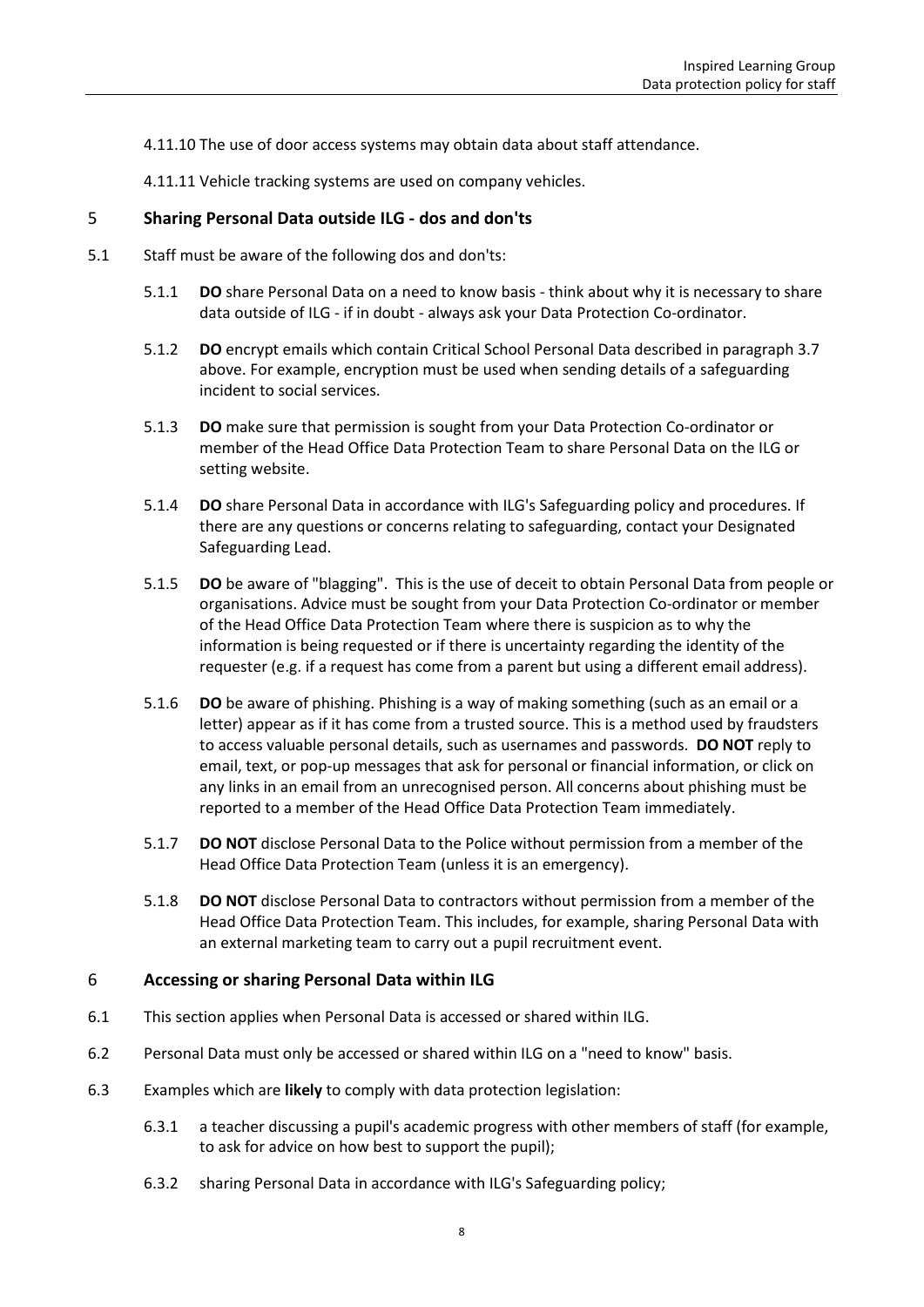4.11.10 The use of door access systems may obtain data about staff attendance.

4.11.11 Vehicle tracking systems are used on company vehicles.

## 5 Sharing Personal Data outside ILG - dos and don'ts

5.1 Staff must be aware of the following dos and don'ts:

5.1.1 **DO** share Personal Data on a need to know basis - think about why it is necessary to share data outside of ILG - if in doubt - always ask your Data Protection Co-ordinator.

5.1.2 **DO** encrypt emails which contain Critical School Personal Data described in paragraph 3.7 above. For example, encryption must be used when sending details of a safeguarding incident to social services.

5.1.3 **DO** make sure that permission is sought from your Data Protection Co-ordinator or member of the Head Office Data Protection Team to share Personal Data on the ILG or setting website.

5.1.4 **DO** share Personal Data in accordance with ILG's Safeguarding policy and procedures. If there are any questions or concerns relating to safeguarding, contact your Designated Safeguarding Lead.

5.1.5 **DO** be aware of "blagging". This is the use of deceit to obtain Personal Data from people or organisations. Advice must be sought from your Data Protection Co-ordinator or member of the Head Office Data Protection Team where there is suspicion as to why the information is being requested or if there is uncertainty regarding the identity of the requester (e.g. if a request has come from a parent but using a different email address).

5.1.6 **DO** be aware of phishing. Phishing is a way of making something (such as an email or a letter) appear as if it has come from a trusted source. This is a method used by fraudsters to access valuable personal details, such as usernames and passwords. **DO NOT** reply to email, text, or pop-up messages that ask for personal or financial information, or click on any links in an email from an unrecognised person. All concerns about phishing must be reported to a member of the Head Office Data Protection Team immediately.

5.1.7 **DO NOT** disclose Personal Data to the Police without permission from a member of the Head Office Data Protection Team (unless it is an emergency).

5.1.8 **DO NOT** disclose Personal Data to contractors without permission from a member of the Head Office Data Protection Team. This includes, for example, sharing Personal Data with an external marketing team to carry out a pupil recruitment event.

## 6 Accessing or sharing Personal Data within ILG

6.1 This section applies when Personal Data is accessed or shared within ILG.

6.2 Personal Data must only be accessed or shared within ILG on a "need to know" basis.

6.3 Examples which are **likely** to comply with data protection legislation:

6.3.1 a teacher discussing a pupil's academic progress with other members of staff (for example, to ask for advice on how best to support the pupil);

6.3.2 sharing Personal Data in accordance with ILG's Safeguarding policy;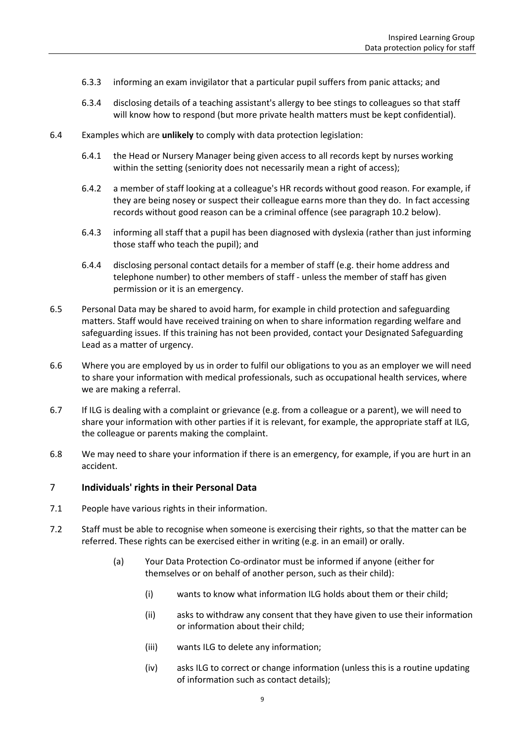6.3.3 informing an exam invigilator that a particular pupil suffers from panic attacks; and

6.3.4 disclosing details of a teaching assistant's allergy to bee stings to colleagues so that staff will know how to respond (but more private health matters must be kept confidential).

6.4 Examples which are **unlikely** to comply with data protection legislation:

6.4.1 the Head or Nursery Manager being given access to all records kept by nurses working within the setting (seniority does not necessarily mean a right of access);

6.4.2 a member of staff looking at a colleague's HR records without good reason. For example, if they are being nosey or suspect their colleague earns more than they do. In fact accessing records without good reason can be a criminal offence (see paragraph 10.2 below).

6.4.3 informing all staff that a pupil has been diagnosed with dyslexia (rather than just informing those staff who teach the pupil); and

6.4.4 disclosing personal contact details for a member of staff (e.g. their home address and telephone number) to other members of staff - unless the member of staff has given permission or it is an emergency.

6.5 Personal Data may be shared to avoid harm, for example in child protection and safeguarding matters. Staff would have received training on when to share information regarding welfare and safeguarding issues. If this training has not been provided, contact your Designated Safeguarding Lead as a matter of urgency.

6.6 Where you are employed by us in order to fulfil our obligations to you as an employer we will need to share your information with medical professionals, such as occupational health services, where we are making a referral.

6.7 If ILG is dealing with a complaint or grievance (e.g. from a colleague or a parent), we will need to share your information with other parties if it is relevant, for example, the appropriate staff at ILG, the colleague or parents making the complaint.

6.8 We may need to share your information if there is an emergency, for example, if you are hurt in an accident.

## 7 Individuals' rights in their Personal Data

7.1 People have various rights in their information.

7.2 Staff must be able to recognise when someone is exercising their rights, so that the matter can be referred. These rights can be exercised either in writing (e.g. in an email) or orally.

(a) Your Data Protection Co-ordinator must be informed if anyone (either for themselves or on behalf of another person, such as their child):

(i) wants to know what information ILG holds about them or their child;

(ii) asks to withdraw any consent that they have given to use their information or information about their child;

(iii) wants ILG to delete any information;

(iv) asks ILG to correct or change information (unless this is a routine updating of information such as contact details);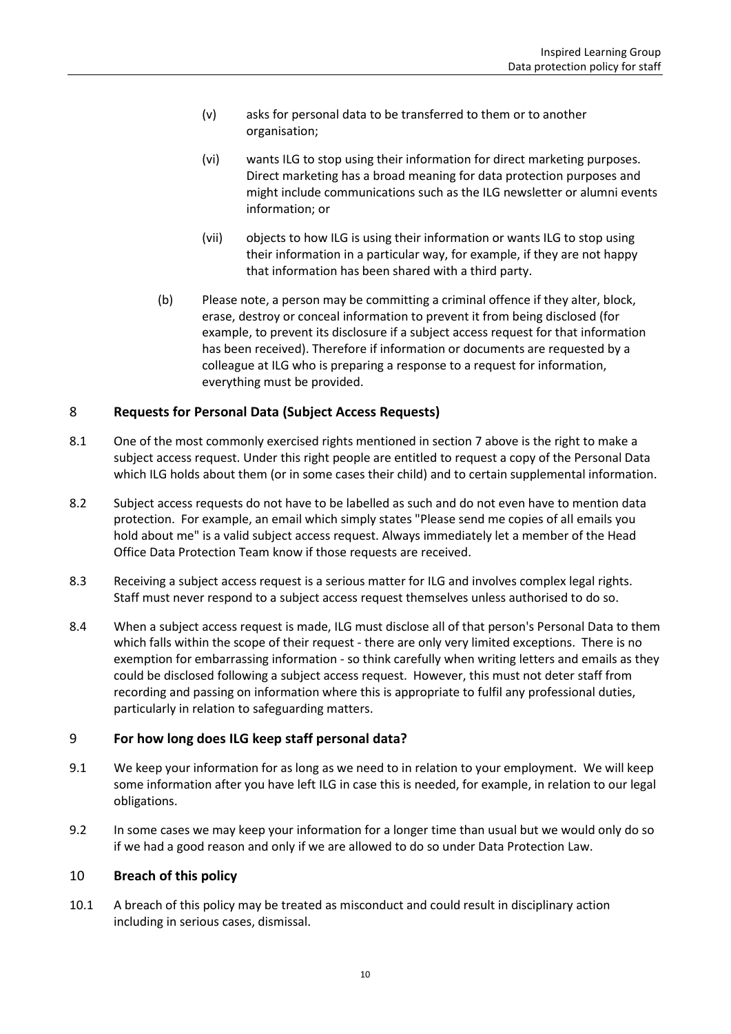(v) asks for personal data to be transferred to them or to another organisation;

(vi) wants ILG to stop using their information for direct marketing purposes. Direct marketing has a broad meaning for data protection purposes and might include communications such as the ILG newsletter or alumni events information; or

(vii) objects to how ILG is using their information or wants ILG to stop using their information in a particular way, for example, if they are not happy that information has been shared with a third party.

(b) Please note, a person may be committing a criminal offence if they alter, block, erase, destroy or conceal information to prevent it from being disclosed (for example, to prevent its disclosure if a subject access request for that information has been received). Therefore if information or documents are requested by a colleague at ILG who is preparing a response to a request for information, everything must be provided.

## 8 Requests for Personal Data (Subject Access Requests)

8.1 One of the most commonly exercised rights mentioned in section 7 above is the right to make a subject access request. Under this right people are entitled to request a copy of the Personal Data which ILG holds about them (or in some cases their child) and to certain supplemental information.

8.2 Subject access requests do not have to be labelled as such and do not even have to mention data protection. For example, an email which simply states "Please send me copies of all emails you hold about me" is a valid subject access request. Always immediately let a member of the Head Office Data Protection Team know if those requests are received.

8.3 Receiving a subject access request is a serious matter for ILG and involves complex legal rights. Staff must never respond to a subject access request themselves unless authorised to do so.

8.4 When a subject access request is made, ILG must disclose all of that person's Personal Data to them which falls within the scope of their request - there are only very limited exceptions. There is no exemption for embarrassing information - so think carefully when writing letters and emails as they could be disclosed following a subject access request. However, this must not deter staff from recording and passing on information where this is appropriate to fulfil any professional duties, particularly in relation to safeguarding matters.

## 9 For how long does ILG keep staff personal data?

9.1 We keep your information for as long as we need to in relation to your employment. We will keep some information after you have left ILG in case this is needed, for example, in relation to our legal obligations.

9.2 In some cases we may keep your information for a longer time than usual but we would only do so if we had a good reason and only if we are allowed to do so under Data Protection Law.

## 10 Breach of this policy

10.1 A breach of this policy may be treated as misconduct and could result in disciplinary action including in serious cases, dismissal.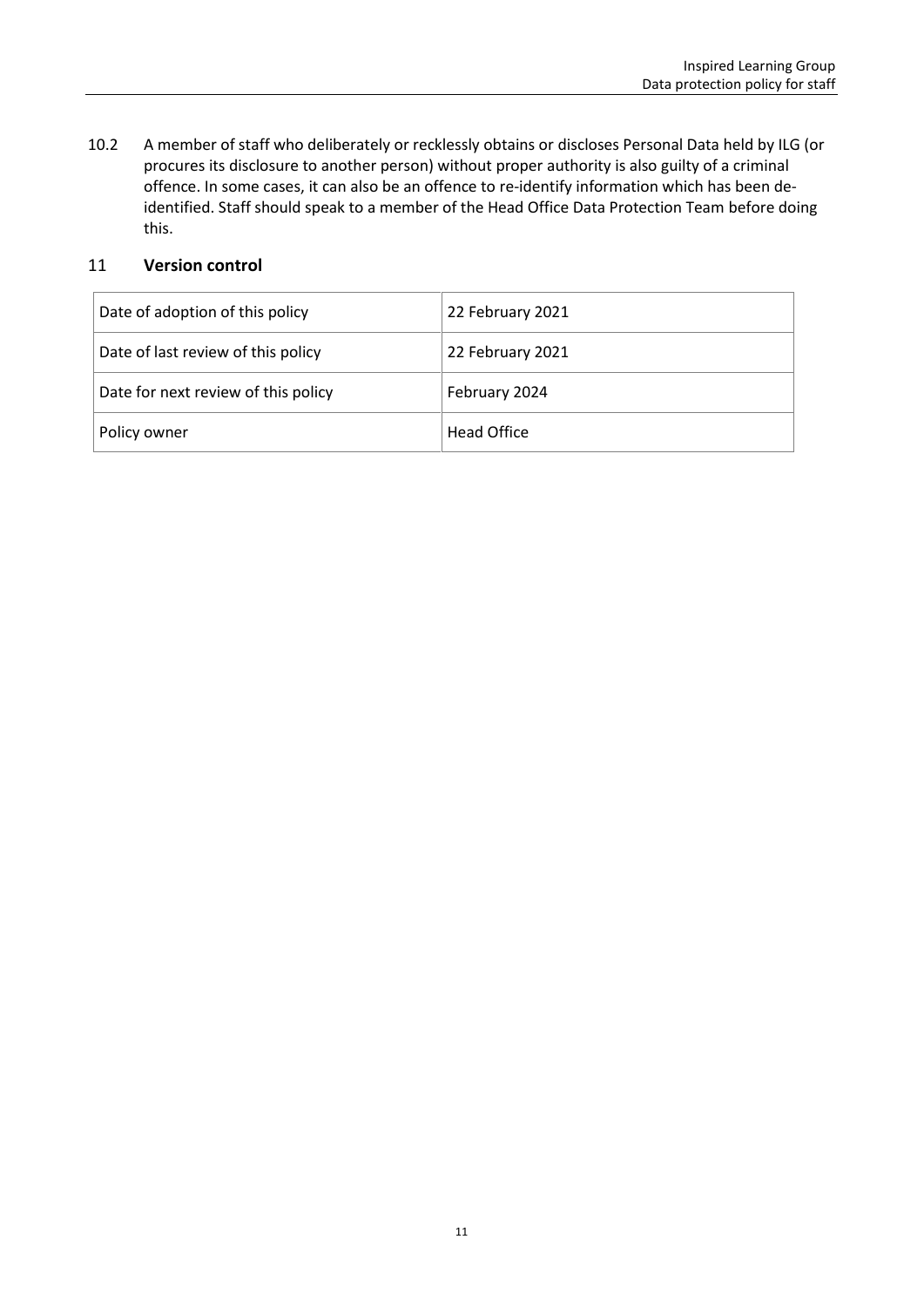10.2 A member of staff who deliberately or recklessly obtains or discloses Personal Data held by ILG (or procures its disclosure to another person) without proper authority is also guilty of a criminal offence. In some cases, it can also be an offence to re-identify information which has been de-identified. Staff should speak to a member of the Head Office Data Protection Team before doing this.

## 11 Version control

| Date of adoption of this policy | 22 February 2021 |
|---|---|
| Date of last review of this policy | 22 February 2021 |
| Date for next review of this policy | February 2024 |
| Policy owner | Head Office |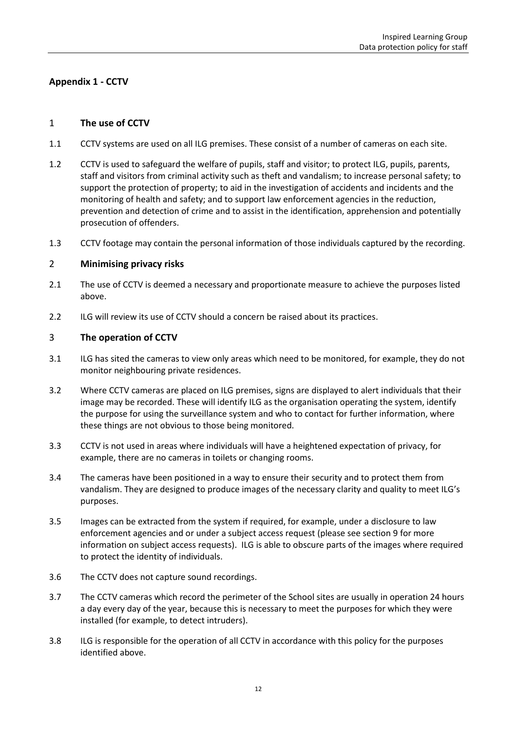## Appendix 1 - CCTV

### 1 The use of CCTV

1.1 CCTV systems are used on all ILG premises. These consist of a number of cameras on each site.

1.2 CCTV is used to safeguard the welfare of pupils, staff and visitor; to protect ILG, pupils, parents, staff and visitors from criminal activity such as theft and vandalism; to increase personal safety; to support the protection of property; to aid in the investigation of accidents and incidents and the monitoring of health and safety; and to support law enforcement agencies in the reduction, prevention and detection of crime and to assist in the identification, apprehension and potentially prosecution of offenders.

1.3 CCTV footage may contain the personal information of those individuals captured by the recording.

### 2 Minimising privacy risks

2.1 The use of CCTV is deemed a necessary and proportionate measure to achieve the purposes listed above.

2.2 ILG will review its use of CCTV should a concern be raised about its practices.

### 3 The operation of CCTV

3.1 ILG has sited the cameras to view only areas which need to be monitored, for example, they do not monitor neighbouring private residences.

3.2 Where CCTV cameras are placed on ILG premises, signs are displayed to alert individuals that their image may be recorded. These will identify ILG as the organisation operating the system, identify the purpose for using the surveillance system and who to contact for further information, where these things are not obvious to those being monitored.

3.3 CCTV is not used in areas where individuals will have a heightened expectation of privacy, for example, there are no cameras in toilets or changing rooms.

3.4 The cameras have been positioned in a way to ensure their security and to protect them from vandalism. They are designed to produce images of the necessary clarity and quality to meet ILG's purposes.

3.5 Images can be extracted from the system if required, for example, under a disclosure to law enforcement agencies and or under a subject access request (please see section 9 for more information on subject access requests). ILG is able to obscure parts of the images where required to protect the identity of individuals.

3.6 The CCTV does not capture sound recordings.

3.7 The CCTV cameras which record the perimeter of the School sites are usually in operation 24 hours a day every day of the year, because this is necessary to meet the purposes for which they were installed (for example, to detect intruders).

3.8 ILG is responsible for the operation of all CCTV in accordance with this policy for the purposes identified above.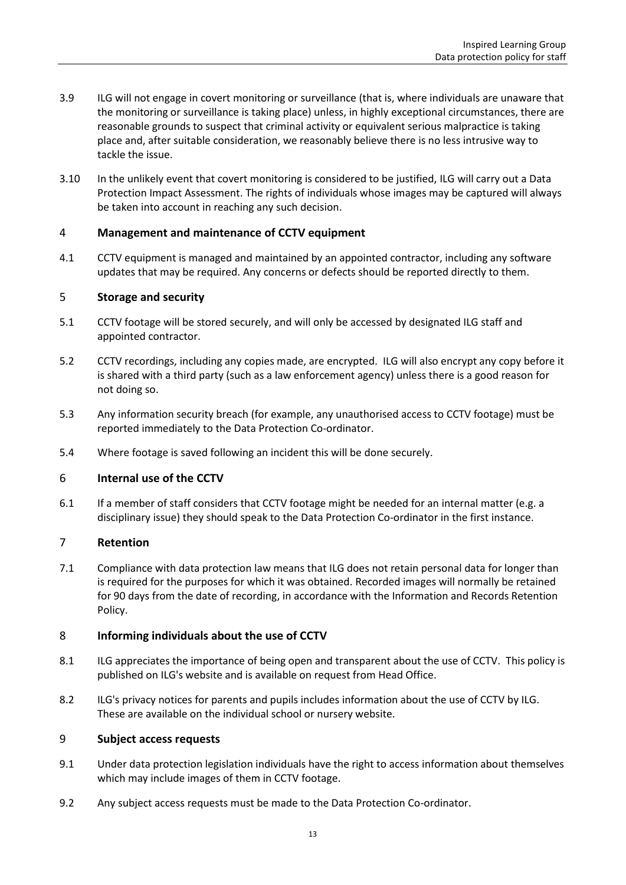3.9 ILG will not engage in covert monitoring or surveillance (that is, where individuals are unaware that the monitoring or surveillance is taking place) unless, in highly exceptional circumstances, there are reasonable grounds to suspect that criminal activity or equivalent serious malpractice is taking place and, after suitable consideration, we reasonably believe there is no less intrusive way to tackle the issue.

3.10 In the unlikely event that covert monitoring is considered to be justified, ILG will carry out a Data Protection Impact Assessment. The rights of individuals whose images may be captured will always be taken into account in reaching any such decision.

## 4 Management and maintenance of CCTV equipment

4.1 CCTV equipment is managed and maintained by an appointed contractor, including any software updates that may be required. Any concerns or defects should be reported directly to them.

## 5 Storage and security

5.1 CCTV footage will be stored securely, and will only be accessed by designated ILG staff and appointed contractor.

5.2 CCTV recordings, including any copies made, are encrypted. ILG will also encrypt any copy before it is shared with a third party (such as a law enforcement agency) unless there is a good reason for not doing so.

5.3 Any information security breach (for example, any unauthorised access to CCTV footage) must be reported immediately to the Data Protection Co-ordinator.

5.4 Where footage is saved following an incident this will be done securely.

## 6 Internal use of the CCTV

6.1 If a member of staff considers that CCTV footage might be needed for an internal matter (e.g. a disciplinary issue) they should speak to the Data Protection Co-ordinator in the first instance.

## 7 Retention

7.1 Compliance with data protection law means that ILG does not retain personal data for longer than is required for the purposes for which it was obtained. Recorded images will normally be retained for 90 days from the date of recording, in accordance with the Information and Records Retention Policy.

## 8 Informing individuals about the use of CCTV

8.1 ILG appreciates the importance of being open and transparent about the use of CCTV. This policy is published on ILG's website and is available on request from Head Office.

8.2 ILG's privacy notices for parents and pupils includes information about the use of CCTV by ILG. These are available on the individual school or nursery website.

## 9 Subject access requests

9.1 Under data protection legislation individuals have the right to access information about themselves which may include images of them in CCTV footage.

9.2 Any subject access requests must be made to the Data Protection Co-ordinator.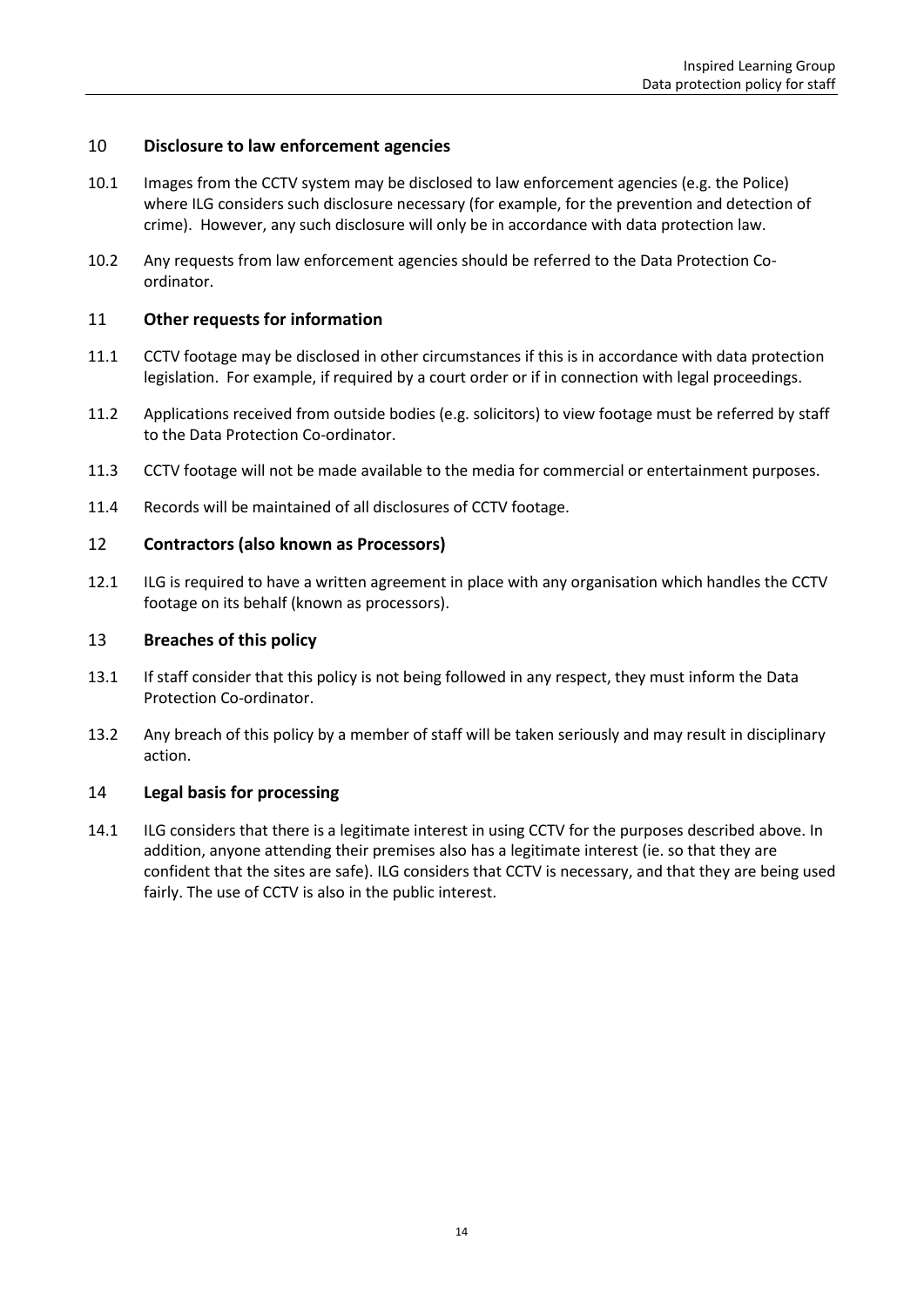## 10 Disclosure to law enforcement agencies

10.1 Images from the CCTV system may be disclosed to law enforcement agencies (e.g. the Police) where ILG considers such disclosure necessary (for example, for the prevention and detection of crime). However, any such disclosure will only be in accordance with data protection law.

10.2 Any requests from law enforcement agencies should be referred to the Data Protection Co-ordinator.

## 11 Other requests for information

11.1 CCTV footage may be disclosed in other circumstances if this is in accordance with data protection legislation. For example, if required by a court order or if in connection with legal proceedings.

11.2 Applications received from outside bodies (e.g. solicitors) to view footage must be referred by staff to the Data Protection Co-ordinator.

11.3 CCTV footage will not be made available to the media for commercial or entertainment purposes.

11.4 Records will be maintained of all disclosures of CCTV footage.

## 12 Contractors (also known as Processors)

12.1 ILG is required to have a written agreement in place with any organisation which handles the CCTV footage on its behalf (known as processors).

## 13 Breaches of this policy

13.1 If staff consider that this policy is not being followed in any respect, they must inform the Data Protection Co-ordinator.

13.2 Any breach of this policy by a member of staff will be taken seriously and may result in disciplinary action.

## 14 Legal basis for processing

14.1 ILG considers that there is a legitimate interest in using CCTV for the purposes described above. In addition, anyone attending their premises also has a legitimate interest (ie. so that they are confident that the sites are safe). ILG considers that CCTV is necessary, and that they are being used fairly. The use of CCTV is also in the public interest.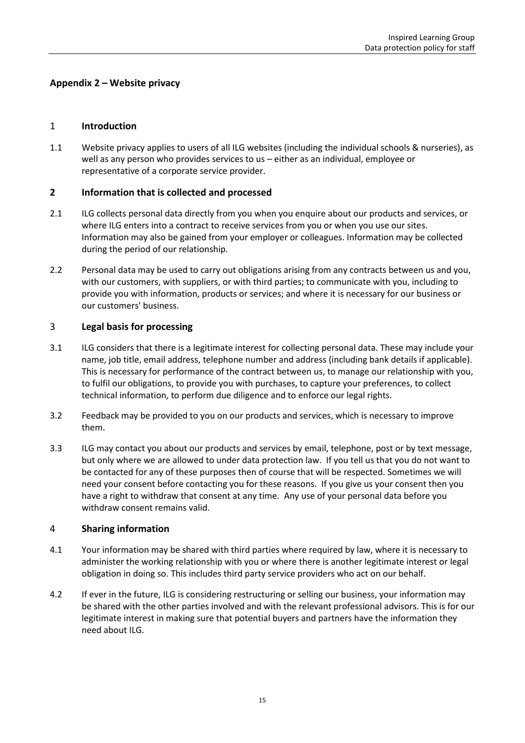## Appendix 2 – Website privacy

### 1 Introduction

1.1 Website privacy applies to users of all ILG websites (including the individual schools & nurseries), as well as any person who provides services to us – either as an individual, employee or representative of a corporate service provider.

### 2 Information that is collected and processed

2.1 ILG collects personal data directly from you when you enquire about our products and services, or where ILG enters into a contract to receive services from you or when you use our sites. Information may also be gained from your employer or colleagues. Information may be collected during the period of our relationship.

2.2 Personal data may be used to carry out obligations arising from any contracts between us and you, with our customers, with suppliers, or with third parties; to communicate with you, including to provide you with information, products or services; and where it is necessary for our business or our customers' business.

### 3 Legal basis for processing

3.1 ILG considers that there is a legitimate interest for collecting personal data. These may include your name, job title, email address, telephone number and address (including bank details if applicable). This is necessary for performance of the contract between us, to manage our relationship with you, to fulfil our obligations, to provide you with purchases, to capture your preferences, to collect technical information, to perform due diligence and to enforce our legal rights.

3.2 Feedback may be provided to you on our products and services, which is necessary to improve them.

3.3 ILG may contact you about our products and services by email, telephone, post or by text message, but only where we are allowed to under data protection law. If you tell us that you do not want to be contacted for any of these purposes then of course that will be respected. Sometimes we will need your consent before contacting you for these reasons. If you give us your consent then you have a right to withdraw that consent at any time. Any use of your personal data before you withdraw consent remains valid.

### 4 Sharing information

4.1 Your information may be shared with third parties where required by law, where it is necessary to administer the working relationship with you or where there is another legitimate interest or legal obligation in doing so. This includes third party service providers who act on our behalf.

4.2 If ever in the future, ILG is considering restructuring or selling our business, your information may be shared with the other parties involved and with the relevant professional advisors. This is for our legitimate interest in making sure that potential buyers and partners have the information they need about ILG.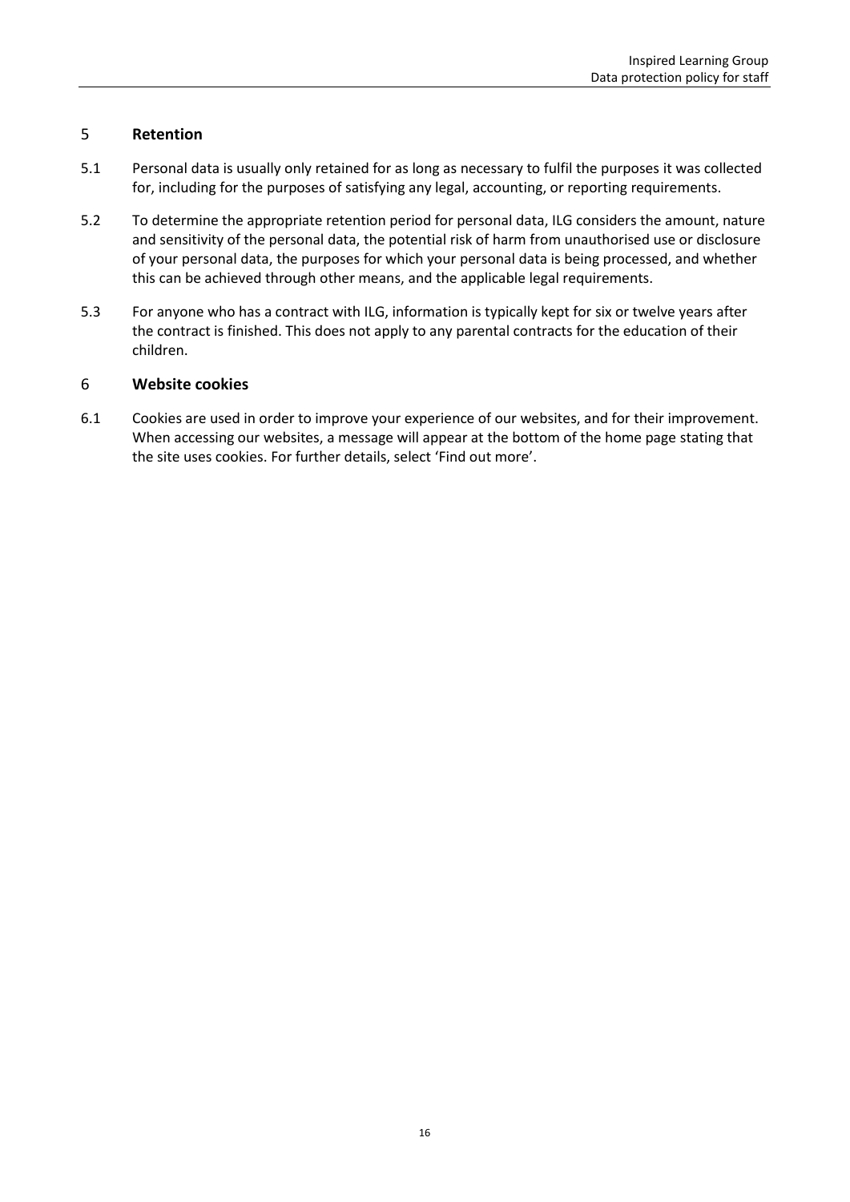## 5 Retention

5.1 Personal data is usually only retained for as long as necessary to fulfil the purposes it was collected for, including for the purposes of satisfying any legal, accounting, or reporting requirements.

5.2 To determine the appropriate retention period for personal data, ILG considers the amount, nature and sensitivity of the personal data, the potential risk of harm from unauthorised use or disclosure of your personal data, the purposes for which your personal data is being processed, and whether this can be achieved through other means, and the applicable legal requirements.

5.3 For anyone who has a contract with ILG, information is typically kept for six or twelve years after the contract is finished. This does not apply to any parental contracts for the education of their children.

## 6 Website cookies

6.1 Cookies are used in order to improve your experience of our websites, and for their improvement. When accessing our websites, a message will appear at the bottom of the home page stating that the site uses cookies. For further details, select 'Find out more'.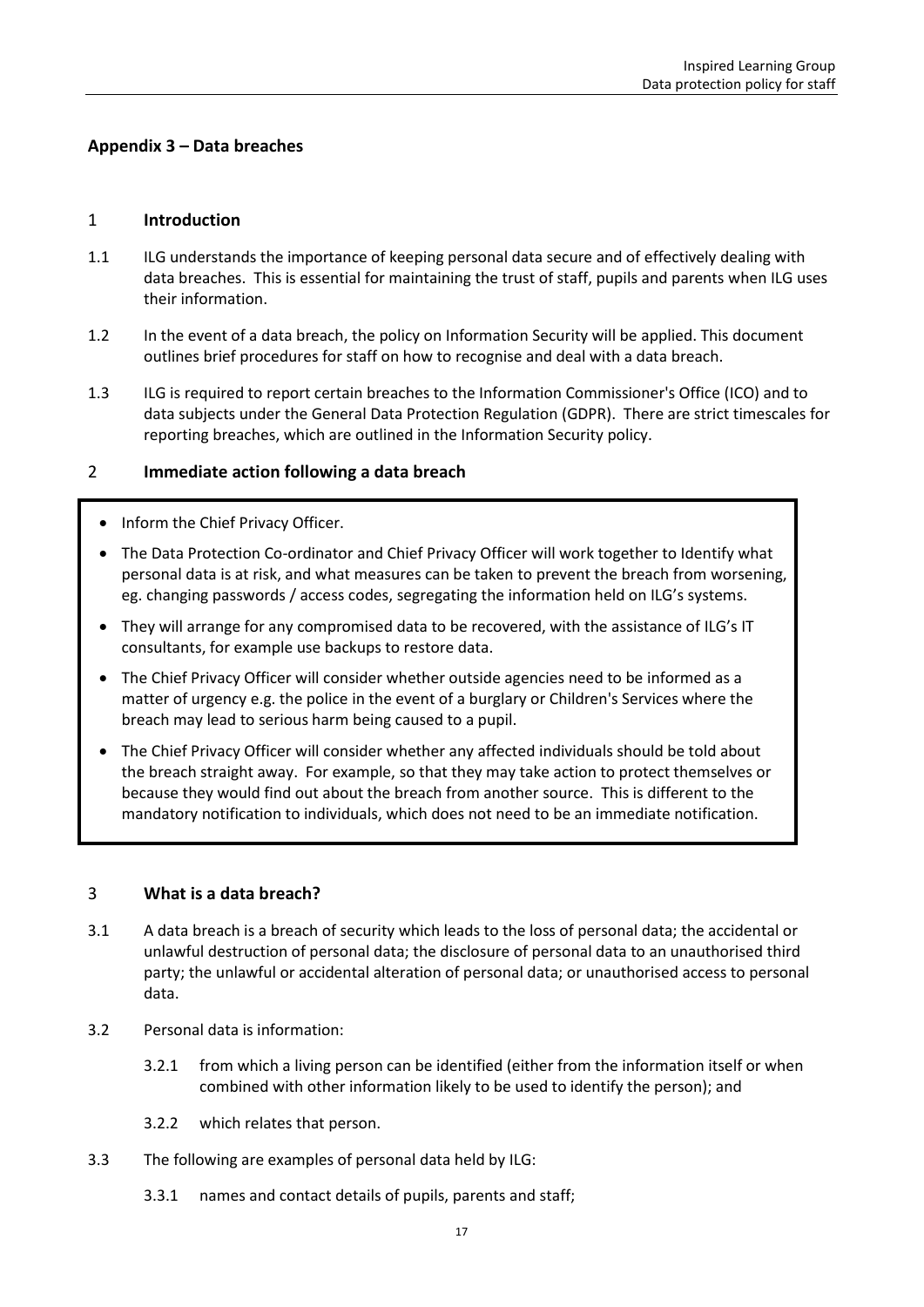## Appendix 3 – Data breaches

### 1 Introduction

1.1 ILG understands the importance of keeping personal data secure and of effectively dealing with data breaches. This is essential for maintaining the trust of staff, pupils and parents when ILG uses their information.

1.2 In the event of a data breach, the policy on Information Security will be applied. This document outlines brief procedures for staff on how to recognise and deal with a data breach.

1.3 ILG is required to report certain breaches to the Information Commissioner's Office (ICO) and to data subjects under the General Data Protection Regulation (GDPR). There are strict timescales for reporting breaches, which are outlined in the Information Security policy.

### 2 Immediate action following a data breach

- Inform the Chief Privacy Officer.
- The Data Protection Co-ordinator and Chief Privacy Officer will work together to Identify what personal data is at risk, and what measures can be taken to prevent the breach from worsening, eg. changing passwords / access codes, segregating the information held on ILG's systems.
- They will arrange for any compromised data to be recovered, with the assistance of ILG's IT consultants, for example use backups to restore data.
- The Chief Privacy Officer will consider whether outside agencies need to be informed as a matter of urgency e.g. the police in the event of a burglary or Children's Services where the breach may lead to serious harm being caused to a pupil.
- The Chief Privacy Officer will consider whether any affected individuals should be told about the breach straight away. For example, so that they may take action to protect themselves or because they would find out about the breach from another source. This is different to the mandatory notification to individuals, which does not need to be an immediate notification.

### 3 What is a data breach?

3.1 A data breach is a breach of security which leads to the loss of personal data; the accidental or unlawful destruction of personal data; the disclosure of personal data to an unauthorised third party; the unlawful or accidental alteration of personal data; or unauthorised access to personal data.

3.2 Personal data is information:

3.2.1 from which a living person can be identified (either from the information itself or when combined with other information likely to be used to identify the person); and

3.2.2 which relates that person.

3.3 The following are examples of personal data held by ILG:

3.3.1 names and contact details of pupils, parents and staff;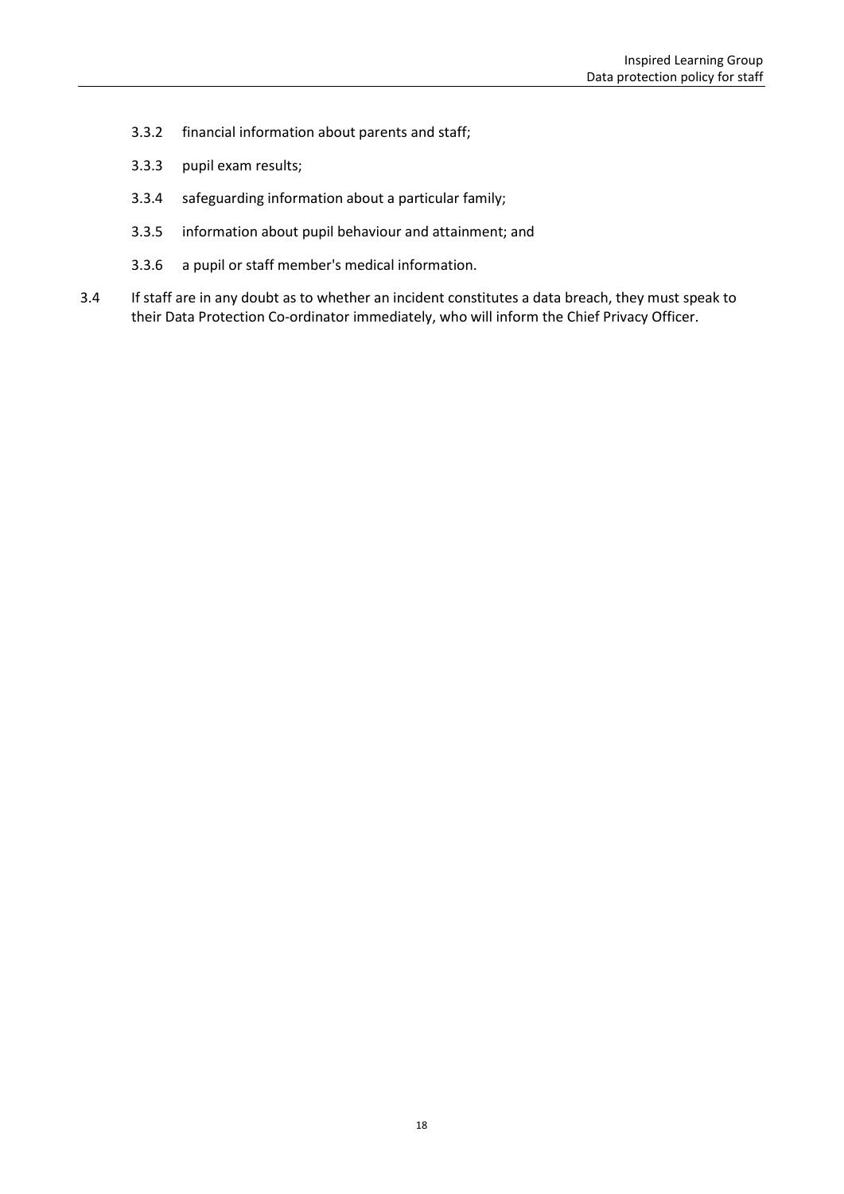3.3.2 financial information about parents and staff;

3.3.3 pupil exam results;

3.3.4 safeguarding information about a particular family;

3.3.5 information about pupil behaviour and attainment; and

3.3.6 a pupil or staff member's medical information.

3.4 If staff are in any doubt as to whether an incident constitutes a data breach, they must speak to their Data Protection Co-ordinator immediately, who will inform the Chief Privacy Officer.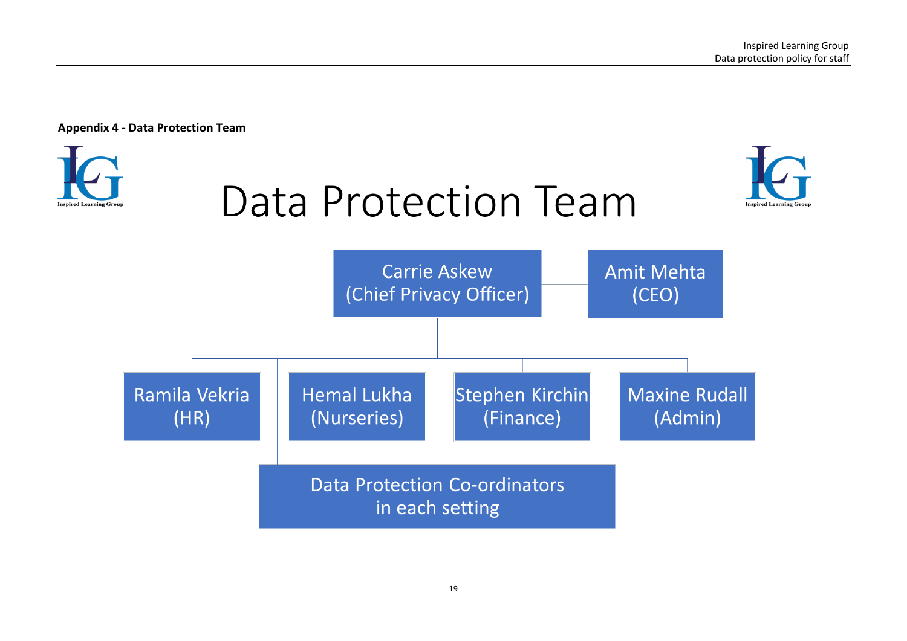**Appendix 4 - Data Protection Team**

# Data Protection Team

Carrie Askew (Chief Privacy Officer)

Amit Mehta (CEO)

Ramila Vekria (HR)

Hemal Lukha (Nurseries)

Stephen Kirchin (Finance)

Maxine Rudall (Admin)

Data Protection Co-ordinators in each setting